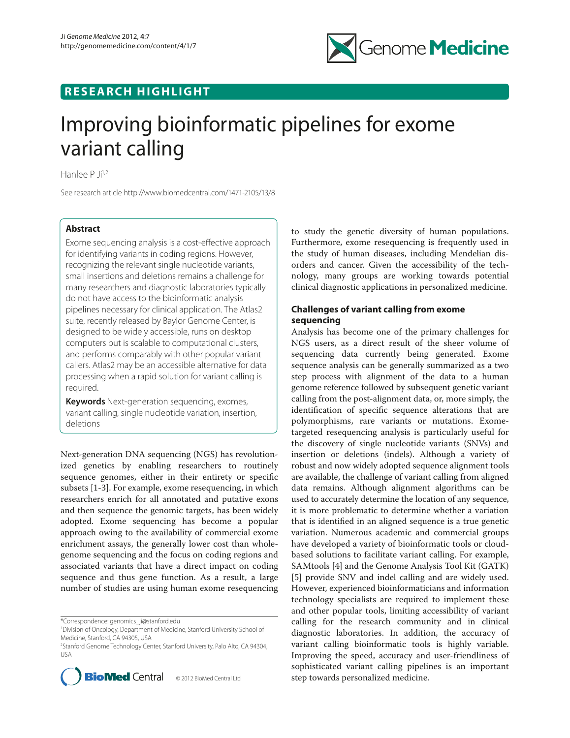RESEARCH HIGHLIGHT

# Improving bioinformatic pipelines for exome variant calling

Hanlee P Ji[1,2]

See research article http://www.biomedcentral.com/1471-2105/13/8

## Abstract

Exome sequencing analysis is a cost-effective approach for identifying variants in coding regions. However, recognizing the relevant single nucleotide variants, small insertions and deletions remains a challenge for many researchers and diagnostic laboratories typically do not have access to the bioinformatic analysis pipelines necessary for clinical application. The Atlas2 suite, recently released by Baylor Genome Center, is designed to be widely accessible, runs on desktop computers but is scalable to computational clusters, and performs comparably with other popular variant callers. Atlas2 may be an accessible alternative for data processing when a rapid solution for variant calling is required.

**Keywords** Next-generation sequencing, exomes, variant calling, single nucleotide variation, insertion, deletions

Next-generation DNA sequencing (NGS) has revolutionized genetics by enabling researchers to routinely sequence genomes, either in their entirety or specific subsets [1-3]. For example, exome resequencing, in which researchers enrich for all annotated and putative exons and then sequence the genomic targets, has been widely adopted. Exome sequencing has become a popular approach owing to the availability of commercial exome enrichment assays, the generally lower cost than whole-genome sequencing and the focus on coding regions and associated variants that have a direct impact on coding sequence and thus gene function. As a result, a large number of studies are using human exome resequencing to study the genetic diversity of human populations. Furthermore, exome resequencing is frequently used in the study of human diseases, including Mendelian disorders and cancer. Given the accessibility of the technology, many groups are working towards potential clinical diagnostic applications in personalized medicine.

### Challenges of variant calling from exome sequencing

Analysis has become one of the primary challenges for NGS users, as a direct result of the sheer volume of sequencing data currently being generated. Exome sequence analysis can be generally summarized as a two step process with alignment of the data to a human genome reference followed by subsequent genetic variant calling from the post-alignment data, or, more simply, the identification of specific sequence alterations that are polymorphisms, rare variants or mutations. Exome-targeted resequencing analysis is particularly useful for the discovery of single nucleotide variants (SNVs) and insertion or deletions (indels). Although a variety of robust and now widely adopted sequence alignment tools are available, the challenge of variant calling from aligned data remains. Although alignment algorithms can be used to accurately determine the location of any sequence, it is more problematic to determine whether a variation that is identified in an aligned sequence is a true genetic variation. Numerous academic and commercial groups have developed a variety of bioinformatic tools or cloud-based solutions to facilitate variant calling. For example, SAMtools [4] and the Genome Analysis Tool Kit (GATK) [5] provide SNV and indel calling and are widely used. However, experienced bioinformaticians and information technology specialists are required to implement these and other popular tools, limiting accessibility of variant calling for the research community and in clinical diagnostic laboratories. In addition, the accuracy of variant calling bioinformatic tools is highly variable. Improving the speed, accuracy and user-friendliness of sophisticated variant calling pipelines is an important step towards personalized medicine.

*Correspondence: genomics_ji@stanford.edu
[1]Division of Oncology, Department of Medicine, Stanford University School of Medicine, Stanford, CA 94305, USA
[2]Stanford Genome Technology Center, Stanford University, Palo Alto, CA 94304, USA

© 2012 BioMed Central Ltd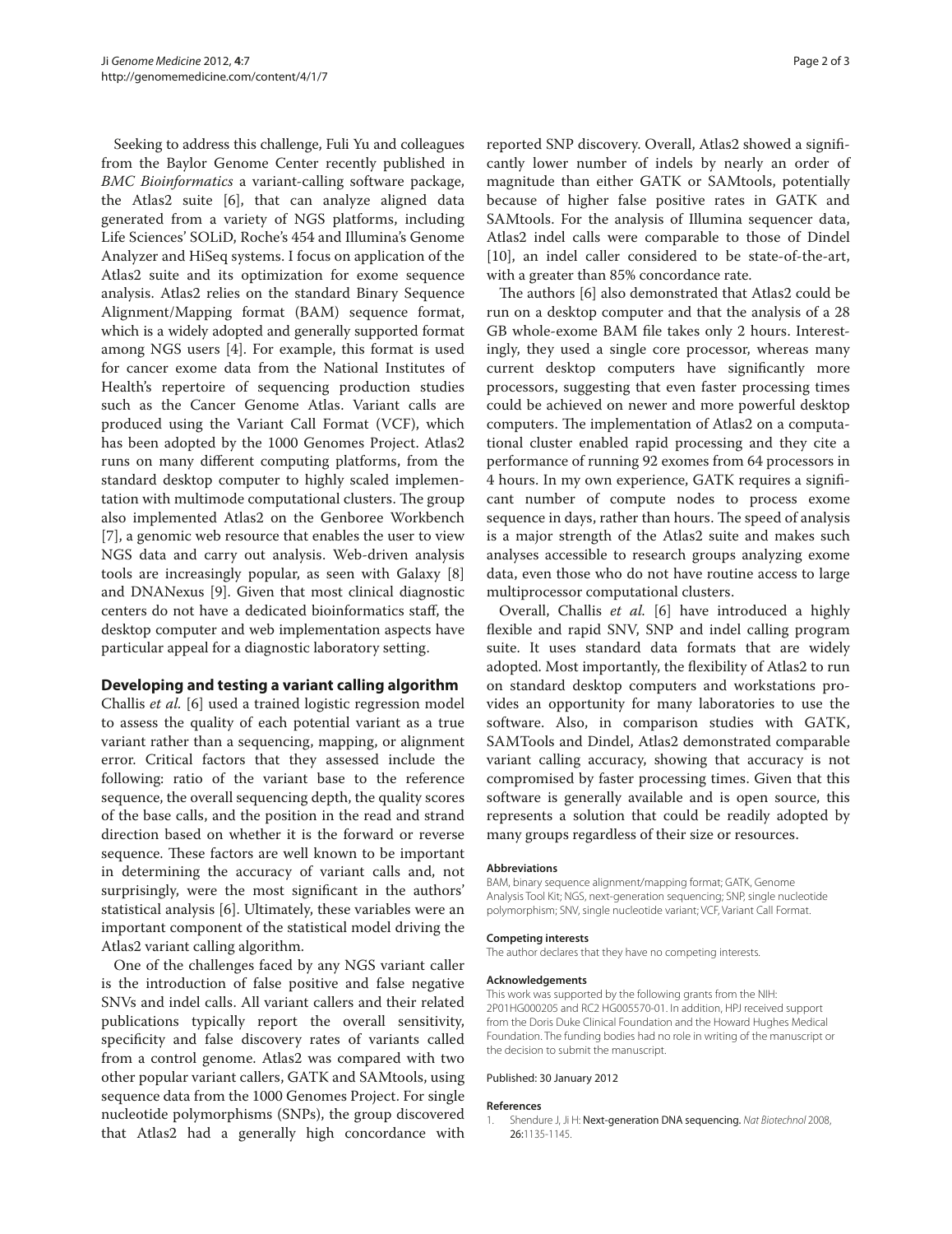Seeking to address this challenge, Fuli Yu and colleagues from the Baylor Genome Center recently published in *BMC Bioinformatics* a variant-calling software package, the Atlas2 suite [6], that can analyze aligned data generated from a variety of NGS platforms, including Life Sciences' SOLiD, Roche's 454 and Illumina's Genome Analyzer and HiSeq systems. I focus on application of the Atlas2 suite and its optimization for exome sequence analysis. Atlas2 relies on the standard Binary Sequence Alignment/Mapping format (BAM) sequence format, which is a widely adopted and generally supported format among NGS users [4]. For example, this format is used for cancer exome data from the National Institutes of Health's repertoire of sequencing production studies such as the Cancer Genome Atlas. Variant calls are produced using the Variant Call Format (VCF), which has been adopted by the 1000 Genomes Project. Atlas2 runs on many different computing platforms, from the standard desktop computer to highly scaled implementation with multimode computational clusters. The group also implemented Atlas2 on the Genboree Workbench [7], a genomic web resource that enables the user to view NGS data and carry out analysis. Web-driven analysis tools are increasingly popular, as seen with Galaxy [8] and DNANexus [9]. Given that most clinical diagnostic centers do not have a dedicated bioinformatics staff, the desktop computer and web implementation aspects have particular appeal for a diagnostic laboratory setting.

## Developing and testing a variant calling algorithm

Challis *et al*. [6] used a trained logistic regression model to assess the quality of each potential variant as a true variant rather than a sequencing, mapping, or alignment error. Critical factors that they assessed include the following: ratio of the variant base to the reference sequence, the overall sequencing depth, the quality scores of the base calls, and the position in the read and strand direction based on whether it is the forward or reverse sequence. These factors are well known to be important in determining the accuracy of variant calls and, not surprisingly, were the most significant in the authors' statistical analysis [6]. Ultimately, these variables were an important component of the statistical model driving the Atlas2 variant calling algorithm.

One of the challenges faced by any NGS variant caller is the introduction of false positive and false negative SNVs and indel calls. All variant callers and their related publications typically report the overall sensitivity, specificity and false discovery rates of variants called from a control genome. Atlas2 was compared with two other popular variant callers, GATK and SAMtools, using sequence data from the 1000 Genomes Project. For single nucleotide polymorphisms (SNPs), the group discovered that Atlas2 had a generally high concordance with reported SNP discovery. Overall, Atlas2 showed a significantly lower number of indels by nearly an order of magnitude than either GATK or SAMtools, potentially because of higher false positive rates in GATK and SAMtools. For the analysis of Illumina sequencer data, Atlas2 indel calls were comparable to those of Dindel [10], an indel caller considered to be state-of-the-art, with a greater than 85% concordance rate.

The authors [6] also demonstrated that Atlas2 could be run on a desktop computer and that the analysis of a 28 GB whole-exome BAM file takes only 2 hours. Interestingly, they used a single core processor, whereas many current desktop computers have significantly more processors, suggesting that even faster processing times could be achieved on newer and more powerful desktop computers. The implementation of Atlas2 on a computational cluster enabled rapid processing and they cite a performance of running 92 exomes from 64 processors in 4 hours. In my own experience, GATK requires a significant number of compute nodes to process exome sequence in days, rather than hours. The speed of analysis is a major strength of the Atlas2 suite and makes such analyses accessible to research groups analyzing exome data, even those who do not have routine access to large multiprocessor computational clusters.

Overall, Challis *et al.* [6] have introduced a highly flexible and rapid SNV, SNP and indel calling program suite. It uses standard data formats that are widely adopted. Most importantly, the flexibility of Atlas2 to run on standard desktop computers and workstations provides an opportunity for many laboratories to use the software. Also, in comparison studies with GATK, SAMTools and Dindel, Atlas2 demonstrated comparable variant calling accuracy, showing that accuracy is not compromised by faster processing times. Given that this software is generally available and is open source, this represents a solution that could be readily adopted by many groups regardless of their size or resources.

#### Abbreviations

BAM, binary sequence alignment/mapping format; GATK, Genome Analysis Tool Kit; NGS, next-generation sequencing; SNP, single nucleotide polymorphism; SNV, single nucleotide variant; VCF, Variant Call Format.

#### Competing interests

The author declares that they have no competing interests.

#### Acknowledgements

This work was supported by the following grants from the NIH: 2P01HG000205 and RC2 HG005570-01. In addition, HPJ received support from the Doris Duke Clinical Foundation and the Howard Hughes Medical Foundation. The funding bodies had no role in writing of the manuscript or the decision to submit the manuscript.

Published: 30 January 2012

#### References

1. Shendure J, Ji H: Next-generation DNA sequencing. *Nat Biotechnol* 2008, **26:**1135-1145.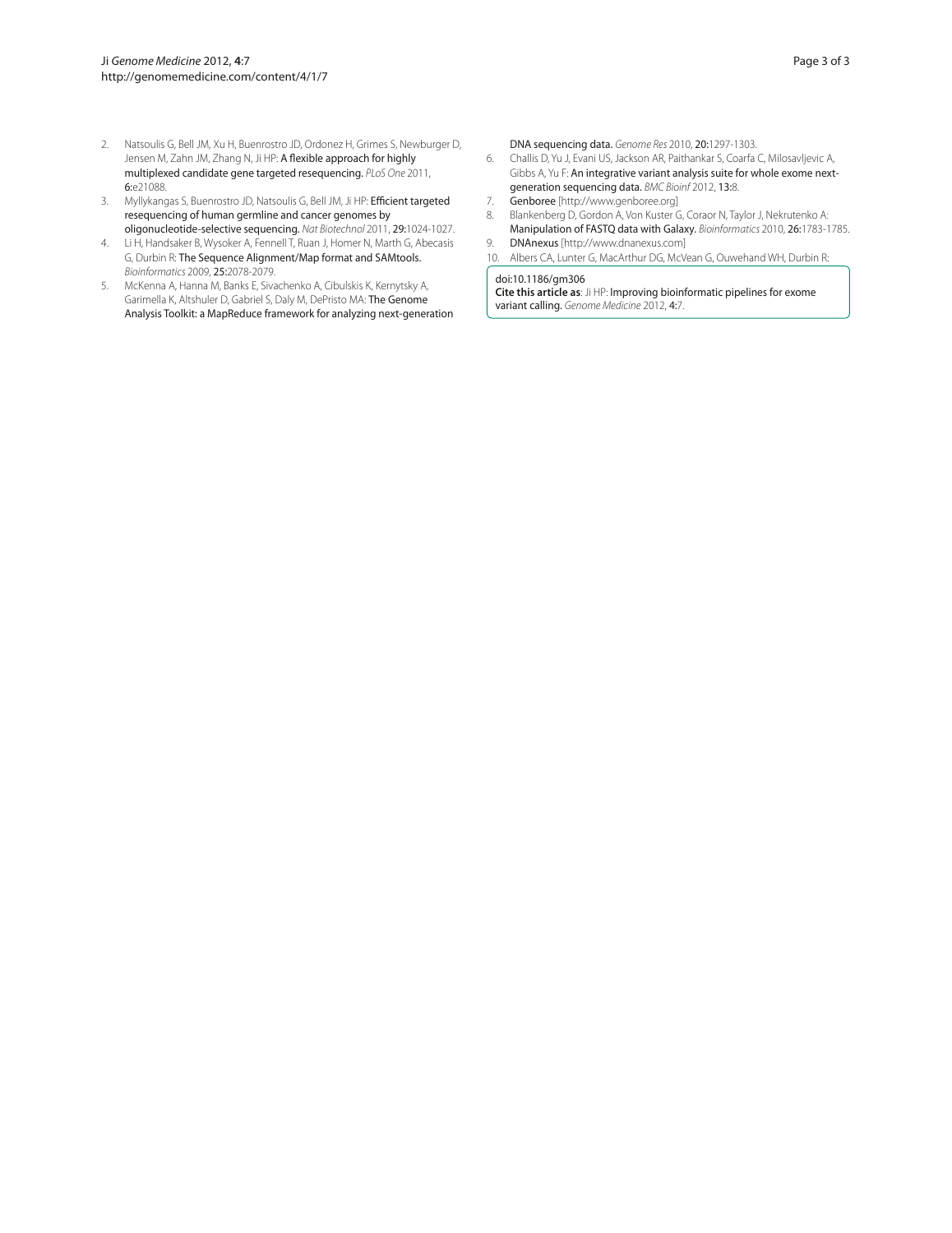2. Natsoulis G, Bell JM, Xu H, Buenrostro JD, Ordonez H, Grimes S, Newburger D, Jensen M, Zahn JM, Zhang N, Ji HP: **A flexible approach for highly multiplexed candidate gene targeted resequencing.** *PLoS One* 2011, **6:**e21088.
3. Myllykangas S, Buenrostro JD, Natsoulis G, Bell JM, Ji HP: **Efficient targeted resequencing of human germline and cancer genomes by oligonucleotide-selective sequencing.** *Nat Biotechnol* 2011, **29:**1024-1027.
4. Li H, Handsaker B, Wysoker A, Fennell T, Ruan J, Homer N, Marth G, Abecasis G, Durbin R: **The Sequence Alignment/Map format and SAMtools.** *Bioinformatics* 2009, **25:**2078-2079.
5. McKenna A, Hanna M, Banks E, Sivachenko A, Cibulskis K, Kernytsky A, Garimella K, Altshuler D, Gabriel S, Daly M, DePristo MA: **The Genome Analysis Toolkit: a MapReduce framework for analyzing next-generation DNA sequencing data.** *Genome Res* 2010, **20:**1297-1303.
6. Challis D, Yu J, Evani US, Jackson AR, Paithankar S, Coarfa C, Milosavljevic A, Gibbs A, Yu F: **An integrative variant analysis suite for whole exome next-generation sequencing data.** *BMC Bioinf* 2012, **13:**8.
7. **Genboree** [http://www.genboree.org]
8. Blankenberg D, Gordon A, Von Kuster G, Coraor N, Taylor J, Nekrutenko A: **Manipulation of FASTQ data with Galaxy.** *Bioinformatics* 2010, **26:**1783-1785.
9. **DNAnexus** [http://www.dnanexus.com]
10. Albers CA, Lunter G, MacArthur DG, McVean G, Ouwehand WH, Durbin R:

doi:10.1186/gm306

**Cite this article as**: Ji HP: **Improving bioinformatic pipelines for exome variant calling.** *Genome Medicine* 2012, **4:**7.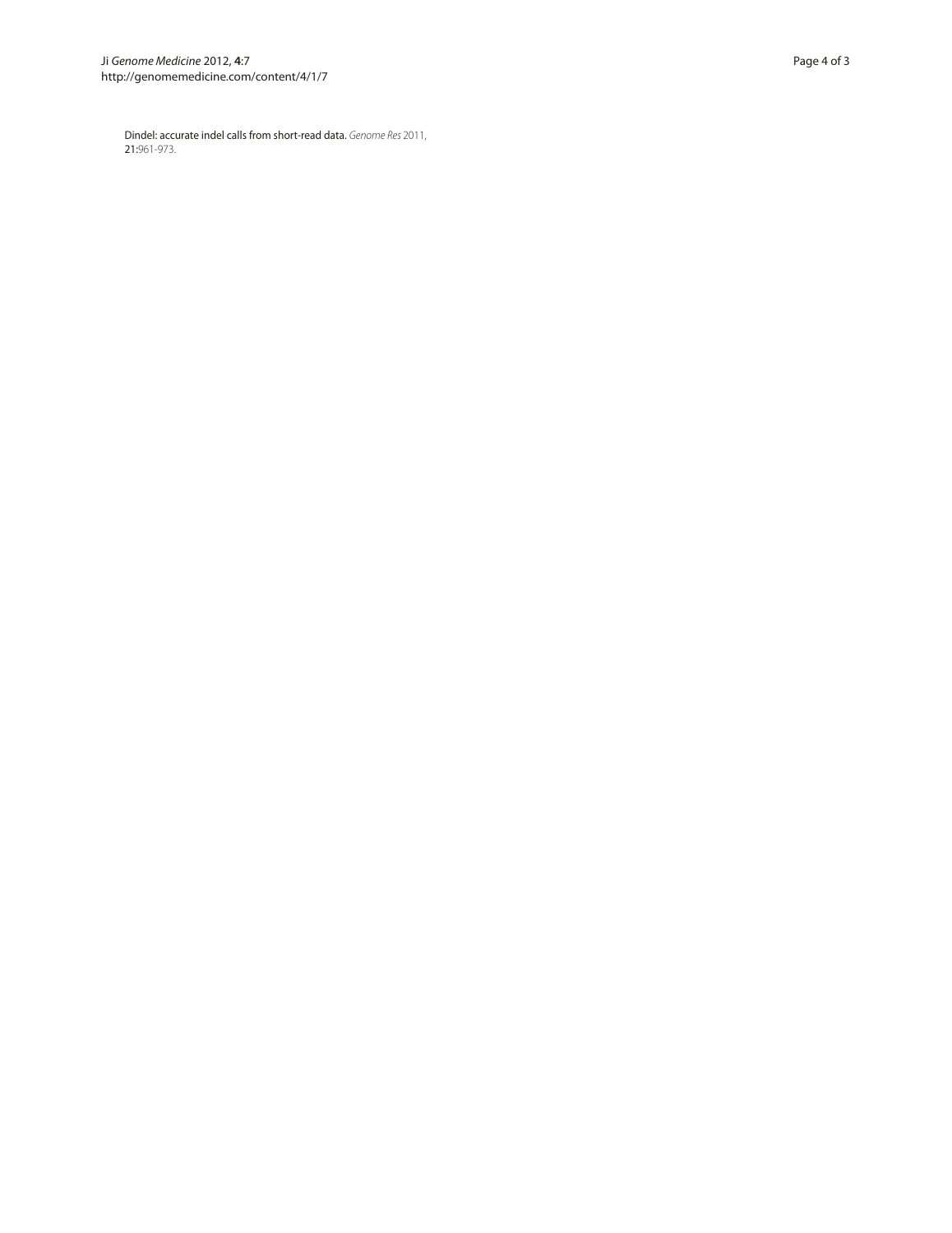Dindel: accurate indel calls from short-read data. *Genome Res* 2011, **21**:961-973.